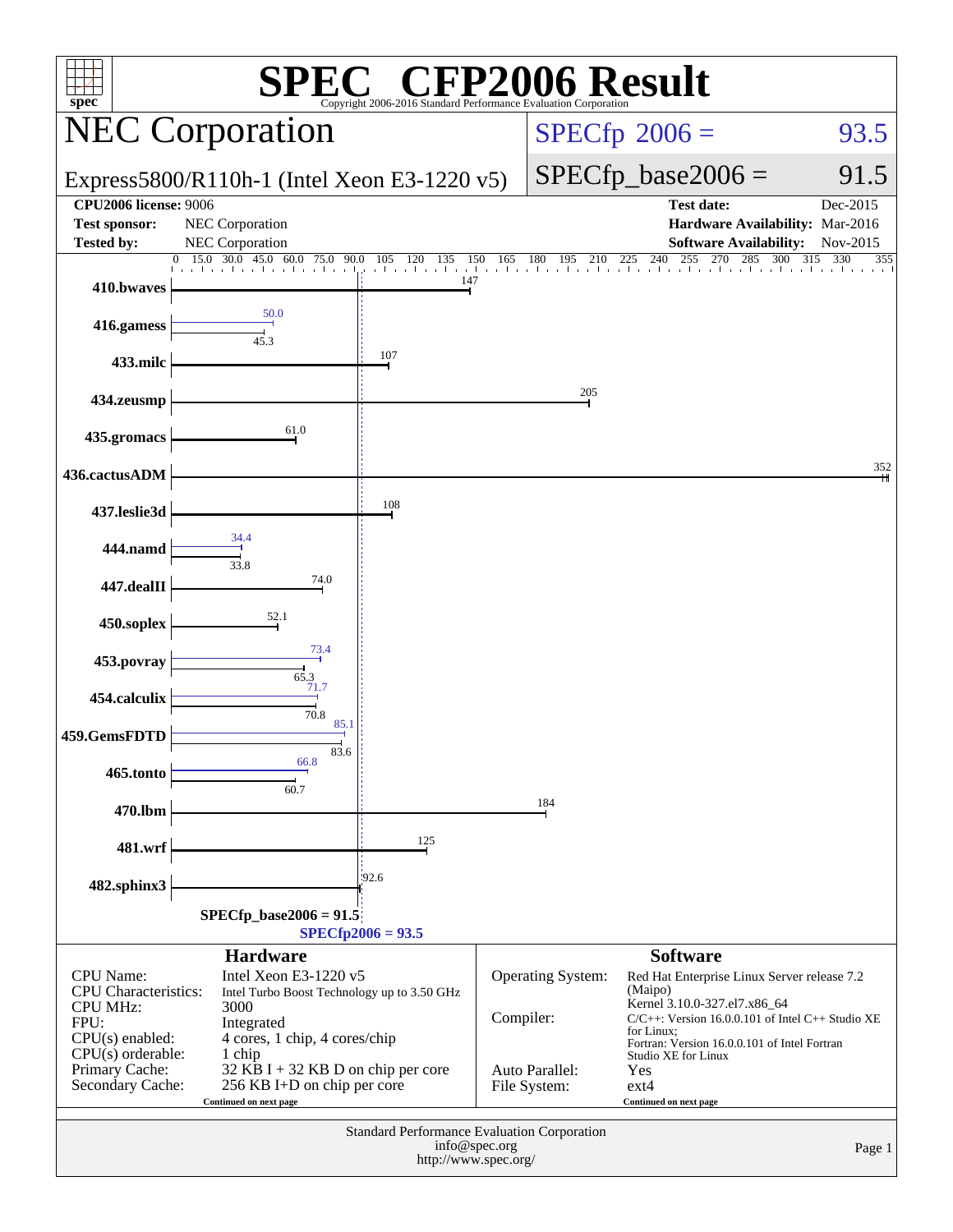# SPEC CFP2006 Result

Copyright 2006-2016 Standard Performance Evaluation Corporation

## NEC Corporation

**Express5800/R110h-1 (Intel Xeon E3-1220 v5)**

SPECfp 2006 = 93.5

SPECfp_base2006 = 91.5

| | | | |
|---|---|---|---|
| **CPU2006 license:** 9006 | | **Test date:** | Dec-2015 |
| **Test sponsor:** | NEC Corporation | **Hardware Availability:** | Mar-2016 |
| **Tested by:** | NEC Corporation | **Software Availability:** | Nov-2015 |

| Benchmark | Base | Peak |
|---|---|---|
| 410.bwaves | 147 | |
| 416.gamess | 45.3 | 50.0 |
| 433.milc | 107 | |
| 434.zeusmp | 205 | |
| 435.gromacs | 61.0 | |
| 436.cactusADM | 352 | |
| 437.leslie3d | 108 | |
| 444.namd | 33.8 | 34.4 |
| 447.dealII | 74.0 | |
| 450.soplex | 52.1 | |
| 453.povray | 65.3 | 73.4 |
| 454.calculix | 70.8 | 71.7 |
| 459.GemsFDTD | 83.6 | 85.1 |
| 465.tonto | 60.7 | 66.8 |
| 470.lbm | 184 | |
| 481.wrf | 125 | |
| 482.sphinx3 | 92.6 | |

SPECfp_base2006 = 91.5

SPECfp2006 = 93.5

### Hardware

| | |
|---|---|
| CPU Name: | Intel Xeon E3-1220 v5 |
| CPU Characteristics: | Intel Turbo Boost Technology up to 3.50 GHz |
| CPU MHz: | 3000 |
| FPU: | Integrated |
| CPU(s) enabled: | 4 cores, 1 chip, 4 cores/chip |
| CPU(s) orderable: | 1 chip |
| Primary Cache: | 32 KB I + 32 KB D on chip per core |
| Secondary Cache: | 256 KB I+D on chip per core |

Continued on next page

### Software

| | |
|---|---|
| Operating System: | Red Hat Enterprise Linux Server release 7.2 (Maipo) Kernel 3.10.0-327.el7.x86_64 |
| Compiler: | C/C++: Version 16.0.0.101 of Intel C++ Studio XE for Linux; Fortran: Version 16.0.0.101 of Intel Fortran Studio XE for Linux |
| Auto Parallel: | Yes |
| File System: | ext4 |

Continued on next page

Standard Performance Evaluation Corporation
info@spec.org
http://www.spec.org/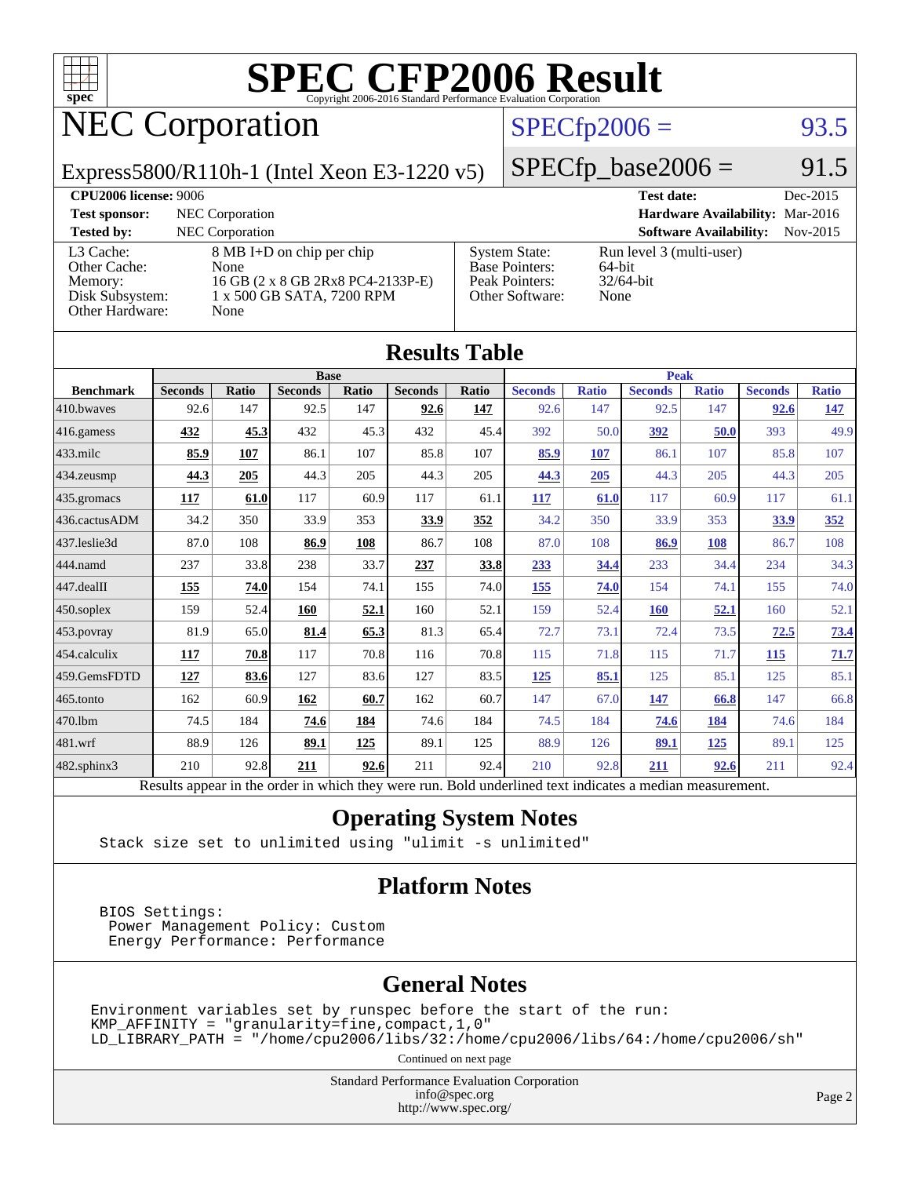# SPEC CFP2006 Result

Copyright 2006-2016 Standard Performance Evaluation Corporation

## NEC Corporation

Express5800/R110h-1 (Intel Xeon E3-1220 v5)

SPECfp2006 = 93.5

SPECfp_base2006 = 91.5

**CPU2006 license:** 9006 | **Test date:** Dec-2015
**Test sponsor:** NEC Corporation | **Hardware Availability:** Mar-2016
**Tested by:** NEC Corporation | **Software Availability:** Nov-2015

| | |
|---|---|
| L3 Cache: | 8 MB I+D on chip per chip |
| Other Cache: | None |
| Memory: | 16 GB (2 x 8 GB 2Rx8 PC4-2133P-E) |
| Disk Subsystem: | 1 x 500 GB SATA, 7200 RPM |
| Other Hardware: | None |

| | |
|---|---|
| System State: | Run level 3 (multi-user) |
| Base Pointers: | 64-bit |
| Peak Pointers: | 32/64-bit |
| Other Software: | None |

## Results Table

| | Base | | | | | | Peak | | | | | |
|---|---|---|---|---|---|---|---|---|---|---|---|---|
| **Benchmark** | **Seconds** | **Ratio** | **Seconds** | **Ratio** | **Seconds** | **Ratio** | **Seconds** | **Ratio** | **Seconds** | **Ratio** | **Seconds** | **Ratio** |
| 410.bwaves | 92.6 | 147 | 92.5 | 147 | **92.6** | **147** | 92.6 | 147 | 92.5 | 147 | **92.6** | **147** |
| 416.gamess | **432** | **45.3** | 432 | 45.3 | 432 | 45.4 | 392 | 50.0 | **392** | **50.0** | 393 | 49.9 |
| 433.milc | **85.9** | **107** | 86.1 | 107 | 85.8 | 107 | **85.9** | **107** | 86.1 | 107 | 85.8 | 107 |
| 434.zeusmp | **44.3** | **205** | 44.3 | 205 | 44.3 | 205 | **44.3** | **205** | 44.3 | 205 | 44.3 | 205 |
| 435.gromacs | **117** | **61.0** | 117 | 60.9 | 117 | 61.1 | **117** | **61.0** | 117 | 60.9 | 117 | 61.1 |
| 436.cactusADM | 34.2 | 350 | 33.9 | 353 | **33.9** | **352** | 34.2 | 350 | 33.9 | 353 | **33.9** | **352** |
| 437.leslie3d | 87.0 | 108 | **86.9** | **108** | 86.7 | 108 | 87.0 | 108 | **86.9** | **108** | 86.7 | 108 |
| 444.namd | 237 | 33.8 | 238 | 33.7 | **237** | **33.8** | **233** | **34.4** | 233 | 34.4 | 234 | 34.3 |
| 447.dealII | **155** | **74.0** | 154 | 74.1 | 155 | 74.0 | **155** | **74.0** | 154 | 74.1 | 155 | 74.0 |
| 450.soplex | 159 | 52.4 | **160** | **52.1** | 160 | 52.1 | 159 | 52.4 | **160** | **52.1** | 160 | 52.1 |
| 453.povray | 81.9 | 65.0 | **81.4** | **65.3** | 81.3 | 65.4 | 72.7 | 73.1 | 72.4 | 73.5 | **72.5** | **73.4** |
| 454.calculix | **117** | **70.8** | 117 | 70.8 | 116 | 70.8 | 115 | 71.8 | 115 | 71.7 | **115** | **71.7** |
| 459.GemsFDTD | **127** | **83.6** | 127 | 83.6 | 127 | 83.5 | **125** | **85.1** | 125 | 85.1 | 125 | 85.1 |
| 465.tonto | 162 | 60.9 | **162** | **60.7** | 162 | 60.7 | 147 | 67.0 | **147** | **66.8** | 147 | 66.8 |
| 470.lbm | 74.5 | 184 | **74.6** | **184** | 74.6 | 184 | 74.5 | 184 | **74.6** | **184** | 74.6 | 184 |
| 481.wrf | 88.9 | 126 | **89.1** | **125** | 89.1 | 125 | 88.9 | 126 | **89.1** | **125** | 89.1 | 125 |
| 482.sphinx3 | 210 | 92.8 | **211** | **92.6** | 211 | 92.4 | 210 | 92.8 | **211** | **92.6** | 211 | 92.4 |

Results appear in the order in which they were run. Bold underlined text indicates a median measurement.

## Operating System Notes

```
Stack size set to unlimited using "ulimit -s unlimited"
```

## Platform Notes

```
BIOS Settings:
 Power Management Policy: Custom
 Energy Performance: Performance
```

## General Notes

```
Environment variables set by runspec before the start of the run:
KMP_AFFINITY = "granularity=fine,compact,1,0"
LD_LIBRARY_PATH = "/home/cpu2006/libs/32:/home/cpu2006/libs/64:/home/cpu2006/sh"
```

Continued on next page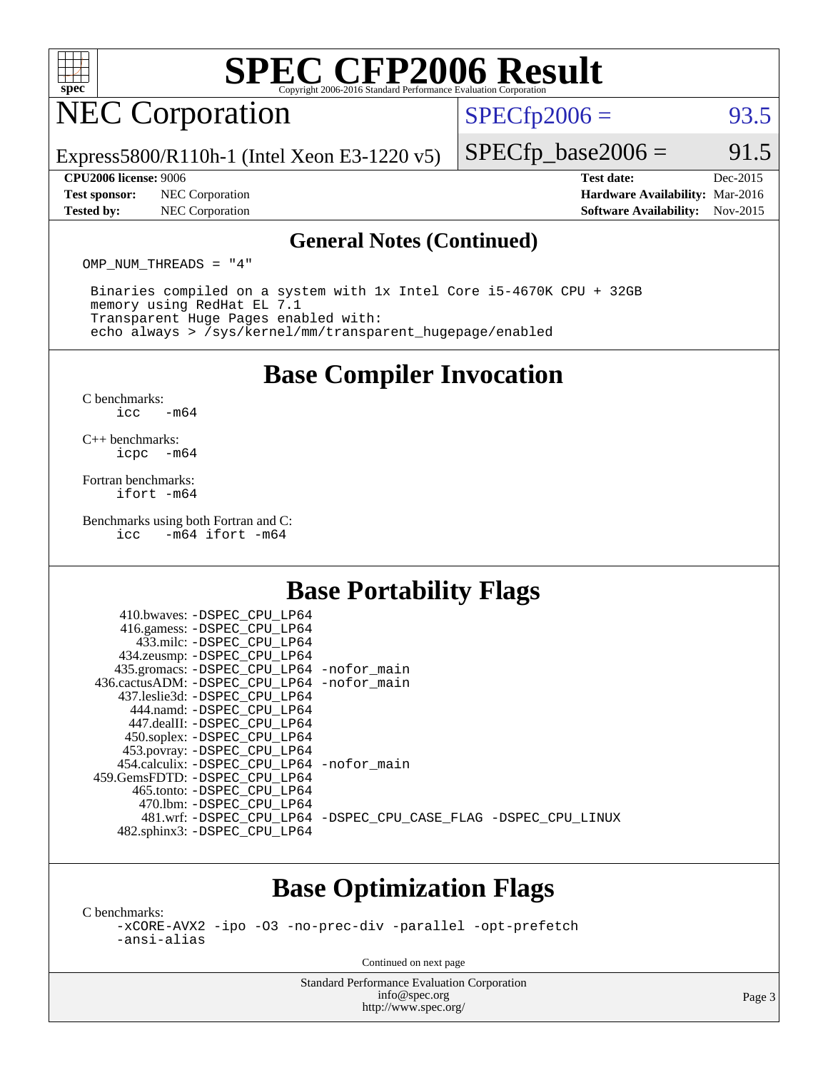# SPEC CFP2006 Result

Copyright 2006-2016 Standard Performance Evaluation Corporation

## NEC Corporation

Express5800/R110h-1 (Intel Xeon E3-1220 v5)

SPECfp2006 = 93.5

SPECfp_base2006 = 91.5

| | | | |
|---|---|---|---|
| **CPU2006 license:** | 9006 | **Test date:** | Dec-2015 |
| **Test sponsor:** | NEC Corporation | **Hardware Availability:** | Mar-2016 |
| **Tested by:** | NEC Corporation | **Software Availability:** | Nov-2015 |

### General Notes (Continued)

```
OMP_NUM_THREADS = "4"

 Binaries compiled on a system with 1x Intel Core i5-4670K CPU + 32GB
 memory using RedHat EL 7.1
 Transparent Huge Pages enabled with:
 echo always > /sys/kernel/mm/transparent_hugepage/enabled
```

## Base Compiler Invocation

C benchmarks:
```
icc   -m64
```

C++ benchmarks:
```
icpc  -m64
```

Fortran benchmarks:
```
ifort -m64
```

Benchmarks using both Fortran and C:
```
icc   -m64 ifort -m64
```

## Base Portability Flags

```
     410.bwaves: -DSPEC_CPU_LP64
     416.gamess: -DSPEC_CPU_LP64
       433.milc: -DSPEC_CPU_LP64
     434.zeusmp: -DSPEC_CPU_LP64
    435.gromacs: -DSPEC_CPU_LP64 -nofor_main
 436.cactusADM: -DSPEC_CPU_LP64 -nofor_main
    437.leslie3d: -DSPEC_CPU_LP64
       444.namd: -DSPEC_CPU_LP64
     447.dealII: -DSPEC_CPU_LP64
     450.soplex: -DSPEC_CPU_LP64
     453.povray: -DSPEC_CPU_LP64
   454.calculix: -DSPEC_CPU_LP64 -nofor_main
  459.GemsFDTD: -DSPEC_CPU_LP64
      465.tonto: -DSPEC_CPU_LP64
        470.lbm: -DSPEC_CPU_LP64
        481.wrf: -DSPEC_CPU_LP64 -DSPEC_CPU_CASE_FLAG -DSPEC_CPU_LINUX
    482.sphinx3: -DSPEC_CPU_LP64
```

## Base Optimization Flags

C benchmarks:
```
-xCORE-AVX2 -ipo -O3 -no-prec-div -parallel -opt-prefetch
-ansi-alias
```

Continued on next page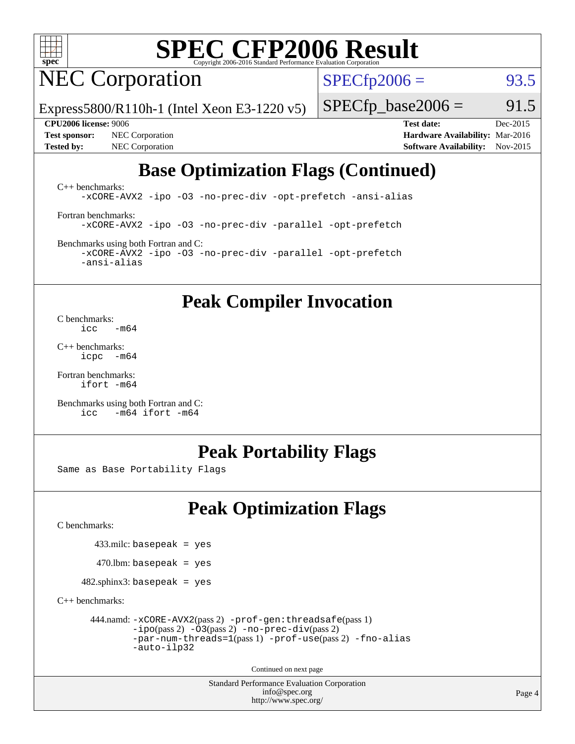# SPEC CFP2006 Result

Copyright 2006-2016 Standard Performance Evaluation Corporation

## NEC Corporation

Express5800/R110h-1 (Intel Xeon E3-1220 v5)

SPECfp2006 = 93.5

SPECfp_base2006 = 91.5

**CPU2006 license:** 9006
**Test sponsor:** NEC Corporation
**Tested by:** NEC Corporation

**Test date:** Dec-2015
**Hardware Availability:** Mar-2016
**Software Availability:** Nov-2015

## Base Optimization Flags (Continued)

C++ benchmarks:
```
-xCORE-AVX2 -ipo -O3 -no-prec-div -opt-prefetch -ansi-alias
```

Fortran benchmarks:
```
-xCORE-AVX2 -ipo -O3 -no-prec-div -parallel -opt-prefetch
```

Benchmarks using both Fortran and C:
```
-xCORE-AVX2 -ipo -O3 -no-prec-div -parallel -opt-prefetch
-ansi-alias
```

## Peak Compiler Invocation

C benchmarks:
```
icc   -m64
```

C++ benchmarks:
```
icpc  -m64
```

Fortran benchmarks:
```
ifort -m64
```

Benchmarks using both Fortran and C:
```
icc   -m64 ifort -m64
```

## Peak Portability Flags

Same as Base Portability Flags

## Peak Optimization Flags

C benchmarks:

433.milc: basepeak = yes

470.lbm: basepeak = yes

482.sphinx3: basepeak = yes

C++ benchmarks:

444.namd: -xCORE-AVX2(pass 2) -prof-gen:threadsafe(pass 1) -ipo(pass 2) -O3(pass 2) -no-prec-div(pass 2) -par-num-threads=1(pass 1) -prof-use(pass 2) -fno-alias -auto-ilp32

Continued on next page

Standard Performance Evaluation Corporation
info@spec.org
http://www.spec.org/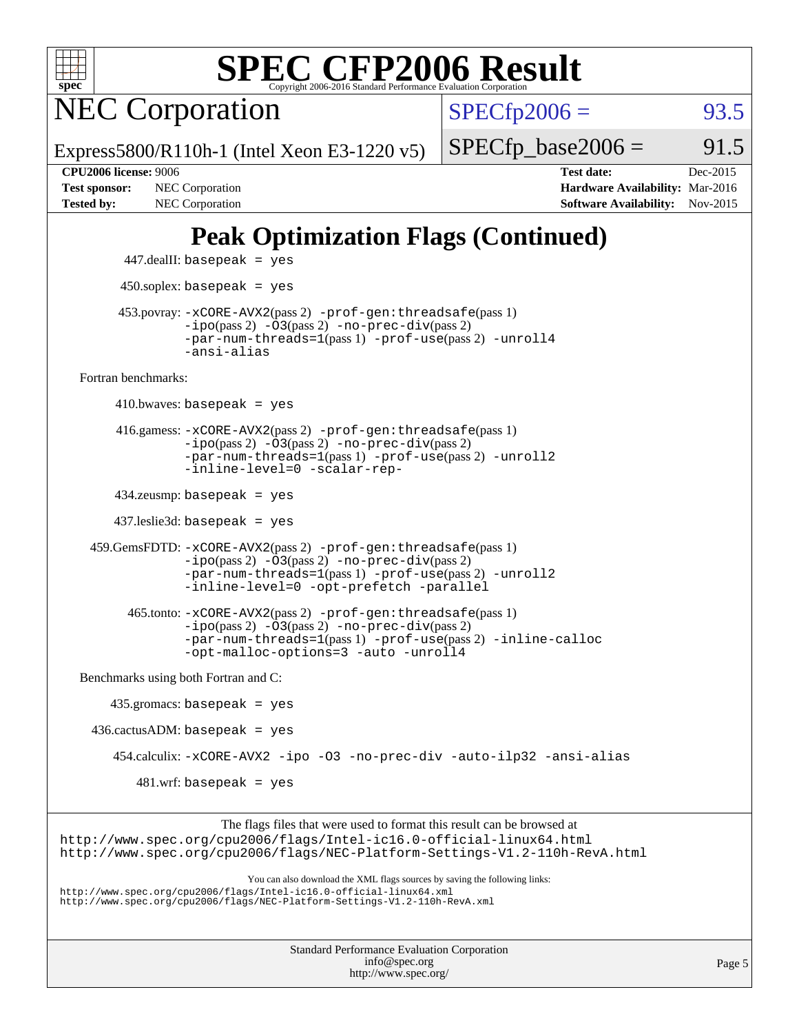# SPEC CFP2006 Result

Copyright 2006-2016 Standard Performance Evaluation Corporation

## NEC Corporation

Express5800/R110h-1 (Intel Xeon E3-1220 v5)

| | |
|---|---|
| SPECfp2006 = | 93.5 |
| SPECfp_base2006 = | 91.5 |

**CPU2006 license:** 9006
**Test sponsor:** NEC Corporation
**Tested by:** NEC Corporation

**Test date:** Dec-2015
**Hardware Availability:** Mar-2016
**Software Availability:** Nov-2015

## Peak Optimization Flags (Continued)

447.dealII: basepeak = yes

450.soplex: basepeak = yes

453.povray: -xCORE-AVX2(pass 2) -prof-gen:threadsafe(pass 1) -ipo(pass 2) -O3(pass 2) -no-prec-div(pass 2) -par-num-threads=1(pass 1) -prof-use(pass 2) -unroll4 -ansi-alias

Fortran benchmarks:

410.bwaves: basepeak = yes

416.gamess: -xCORE-AVX2(pass 2) -prof-gen:threadsafe(pass 1) -ipo(pass 2) -O3(pass 2) -no-prec-div(pass 2) -par-num-threads=1(pass 1) -prof-use(pass 2) -unroll2 -inline-level=0 -scalar-rep-

434.zeusmp: basepeak = yes

437.leslie3d: basepeak = yes

459.GemsFDTD: -xCORE-AVX2(pass 2) -prof-gen:threadsafe(pass 1) -ipo(pass 2) -O3(pass 2) -no-prec-div(pass 2) -par-num-threads=1(pass 1) -prof-use(pass 2) -unroll2 -inline-level=0 -opt-prefetch -parallel

465.tonto: -xCORE-AVX2(pass 2) -prof-gen:threadsafe(pass 1) -ipo(pass 2) -O3(pass 2) -no-prec-div(pass 2) -par-num-threads=1(pass 1) -prof-use(pass 2) -inline-calloc -opt-malloc-options=3 -auto -unroll4

Benchmarks using both Fortran and C:

435.gromacs: basepeak = yes

436.cactusADM: basepeak = yes

454.calculix: -xCORE-AVX2 -ipo -O3 -no-prec-div -auto-ilp32 -ansi-alias

481.wrf: basepeak = yes

The flags files that were used to format this result can be browsed at
http://www.spec.org/cpu2006/flags/Intel-ic16.0-official-linux64.html
http://www.spec.org/cpu2006/flags/NEC-Platform-Settings-V1.2-110h-RevA.html

You can also download the XML flags sources by saving the following links:
http://www.spec.org/cpu2006/flags/Intel-ic16.0-official-linux64.xml
http://www.spec.org/cpu2006/flags/NEC-Platform-Settings-V1.2-110h-RevA.xml

Standard Performance Evaluation Corporation
info@spec.org
http://www.spec.org/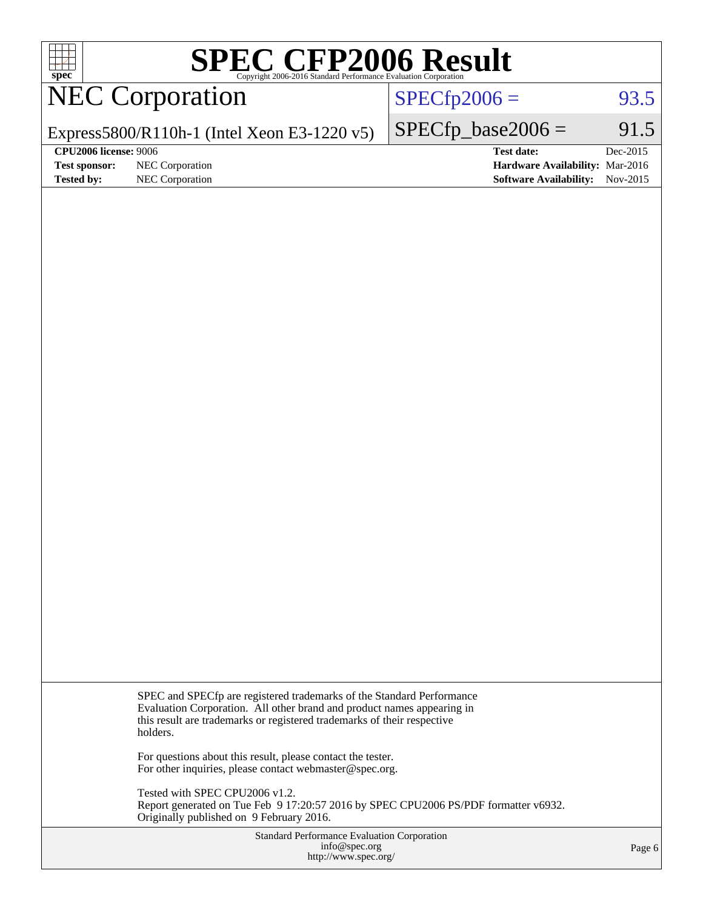SPEC and SPECfp are registered trademarks of the Standard Performance Evaluation Corporation. All other brand and product names appearing in this result are trademarks or registered trademarks of their respective holders.

For questions about this result, please contact the tester.
For other inquiries, please contact webmaster@spec.org.

Tested with SPEC CPU2006 v1.2.
Report generated on Tue Feb 9 17:20:57 2016 by SPEC CPU2006 PS/PDF formatter v6932.
Originally published on 9 February 2016.